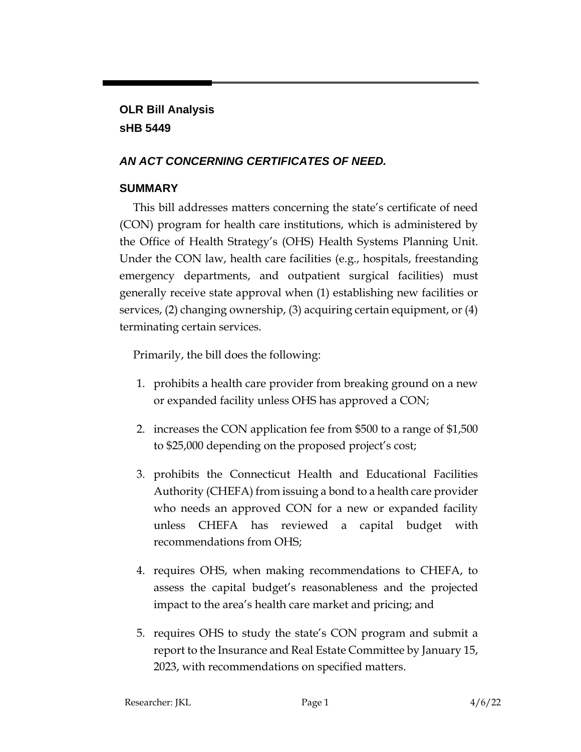**OLR Bill Analysis**
**sHB 5449**

## *AN ACT CONCERNING CERTIFICATES OF NEED.*

### SUMMARY

This bill addresses matters concerning the state's certificate of need (CON) program for health care institutions, which is administered by the Office of Health Strategy's (OHS) Health Systems Planning Unit. Under the CON law, health care facilities (e.g., hospitals, freestanding emergency departments, and outpatient surgical facilities) must generally receive state approval when (1) establishing new facilities or services, (2) changing ownership, (3) acquiring certain equipment, or (4) terminating certain services.

Primarily, the bill does the following:

1. prohibits a health care provider from breaking ground on a new or expanded facility unless OHS has approved a CON;
2. increases the CON application fee from $500 to a range of $1,500 to $25,000 depending on the proposed project's cost;
3. prohibits the Connecticut Health and Educational Facilities Authority (CHEFA) from issuing a bond to a health care provider who needs an approved CON for a new or expanded facility unless CHEFA has reviewed a capital budget with recommendations from OHS;
4. requires OHS, when making recommendations to CHEFA, to assess the capital budget's reasonableness and the projected impact to the area's health care market and pricing; and
5. requires OHS to study the state's CON program and submit a report to the Insurance and Real Estate Committee by January 15, 2023, with recommendations on specified matters.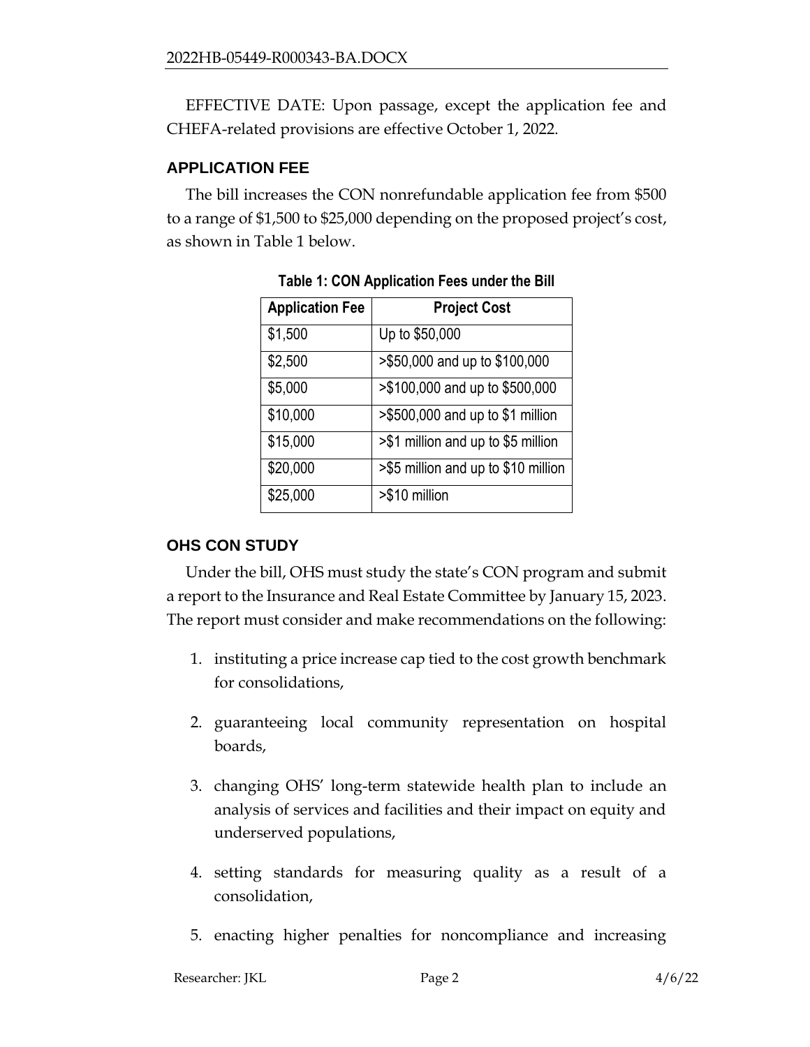EFFECTIVE DATE: Upon passage, except the application fee and CHEFA-related provisions are effective October 1, 2022.

## APPLICATION FEE

The bill increases the CON nonrefundable application fee from $500 to a range of $1,500 to $25,000 depending on the proposed project's cost, as shown in Table 1 below.

**Table 1: CON Application Fees under the Bill**

| Application Fee | Project Cost |
|---|---|
| $1,500 | Up to $50,000 |
| $2,500 | >$50,000 and up to $100,000 |
| $5,000 | >$100,000 and up to $500,000 |
| $10,000 | >$500,000 and up to $1 million |
| $15,000 | >$1 million and up to $5 million |
| $20,000 | >$5 million and up to $10 million |
| $25,000 | >$10 million |

## OHS CON STUDY

Under the bill, OHS must study the state's CON program and submit a report to the Insurance and Real Estate Committee by January 15, 2023. The report must consider and make recommendations on the following:

1. instituting a price increase cap tied to the cost growth benchmark for consolidations,
2. guaranteeing local community representation on hospital boards,
3. changing OHS' long-term statewide health plan to include an analysis of services and facilities and their impact on equity and underserved populations,
4. setting standards for measuring quality as a result of a consolidation,
5. enacting higher penalties for noncompliance and increasing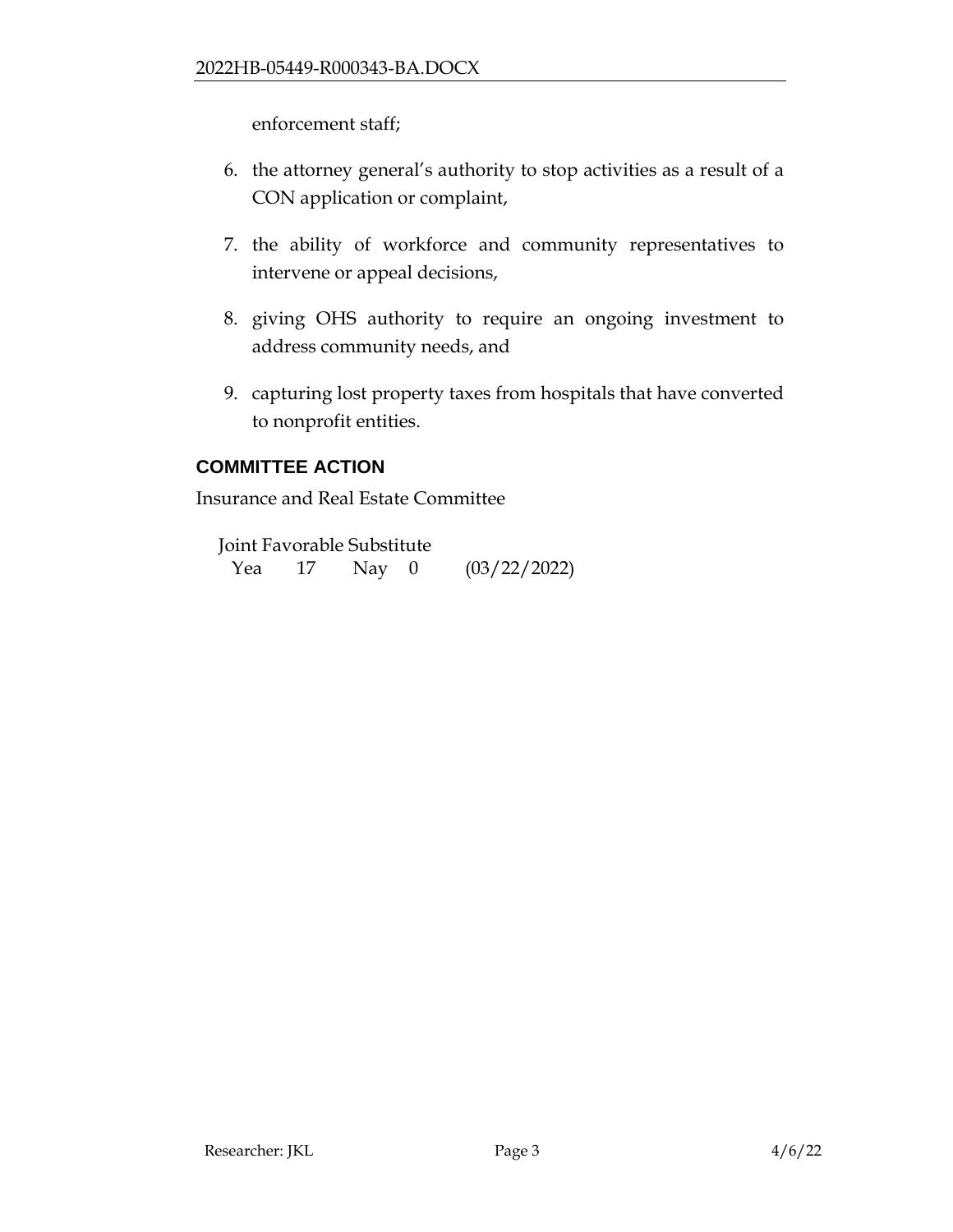enforcement staff;

6. the attorney general's authority to stop activities as a result of a CON application or complaint,

7. the ability of workforce and community representatives to intervene or appeal decisions,

8. giving OHS authority to require an ongoing investment to address community needs, and

9. capturing lost property taxes from hospitals that have converted to nonprofit entities.

## COMMITTEE ACTION

Insurance and Real Estate Committee

Joint Favorable Substitute
Yea 17 Nay 0 (03/22/2022)